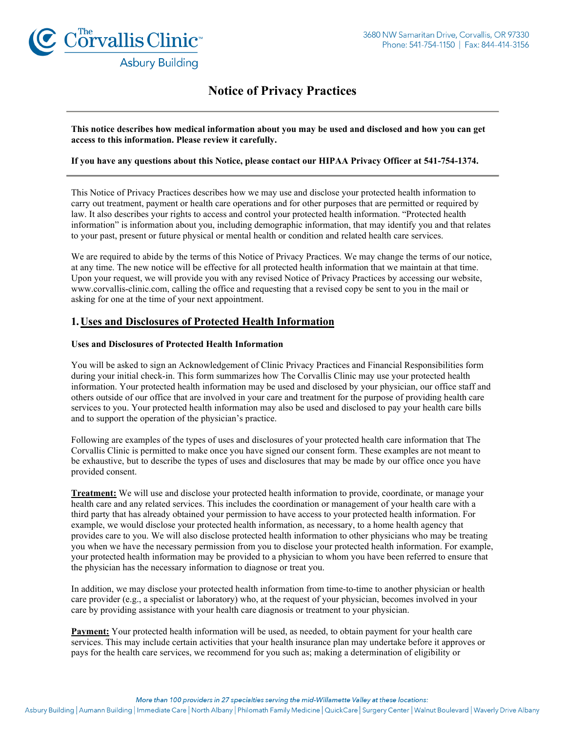The Corvallis Clinic™
Asbury Building

3680 NW Samaritan Drive, Corvallis, OR 97330
Phone: 541-754-1150 | Fax: 844-414-3156

# Notice of Privacy Practices

**This notice describes how medical information about you may be used and disclosed and how you can get access to this information. Please review it carefully.**

**If you have any questions about this Notice, please contact our HIPAA Privacy Officer at 541-754-1374.**

This Notice of Privacy Practices describes how we may use and disclose your protected health information to carry out treatment, payment or health care operations and for other purposes that are permitted or required by law. It also describes your rights to access and control your protected health information. "Protected health information" is information about you, including demographic information, that may identify you and that relates to your past, present or future physical or mental health or condition and related health care services.

We are required to abide by the terms of this Notice of Privacy Practices. We may change the terms of our notice, at any time. The new notice will be effective for all protected health information that we maintain at that time. Upon your request, we will provide you with any revised Notice of Privacy Practices by accessing our website, www.corvallis-clinic.com, calling the office and requesting that a revised copy be sent to you in the mail or asking for one at the time of your next appointment.

## 1. Uses and Disclosures of Protected Health Information

### Uses and Disclosures of Protected Health Information

You will be asked to sign an Acknowledgement of Clinic Privacy Practices and Financial Responsibilities form during your initial check-in. This form summarizes how The Corvallis Clinic may use your protected health information. Your protected health information may be used and disclosed by your physician, our office staff and others outside of our office that are involved in your care and treatment for the purpose of providing health care services to you. Your protected health information may also be used and disclosed to pay your health care bills and to support the operation of the physician's practice.

Following are examples of the types of uses and disclosures of your protected health care information that The Corvallis Clinic is permitted to make once you have signed our consent form. These examples are not meant to be exhaustive, but to describe the types of uses and disclosures that may be made by our office once you have provided consent.

**Treatment:** We will use and disclose your protected health information to provide, coordinate, or manage your health care and any related services. This includes the coordination or management of your health care with a third party that has already obtained your permission to have access to your protected health information. For example, we would disclose your protected health information, as necessary, to a home health agency that provides care to you. We will also disclose protected health information to other physicians who may be treating you when we have the necessary permission from you to disclose your protected health information. For example, your protected health information may be provided to a physician to whom you have been referred to ensure that the physician has the necessary information to diagnose or treat you.

In addition, we may disclose your protected health information from time-to-time to another physician or health care provider (e.g., a specialist or laboratory) who, at the request of your physician, becomes involved in your care by providing assistance with your health care diagnosis or treatment to your physician.

**Payment:** Your protected health information will be used, as needed, to obtain payment for your health care services. This may include certain activities that your health insurance plan may undertake before it approves or pays for the health care services, we recommend for you such as; making a determination of eligibility or

*More than 100 providers in 27 specialties serving the mid-Willamette Valley at these locations:*
Asbury Building | Aumann Building | Immediate Care | North Albany | Philomath Family Medicine | QuickCare | Surgery Center | Walnut Boulevard | Waverly Drive Albany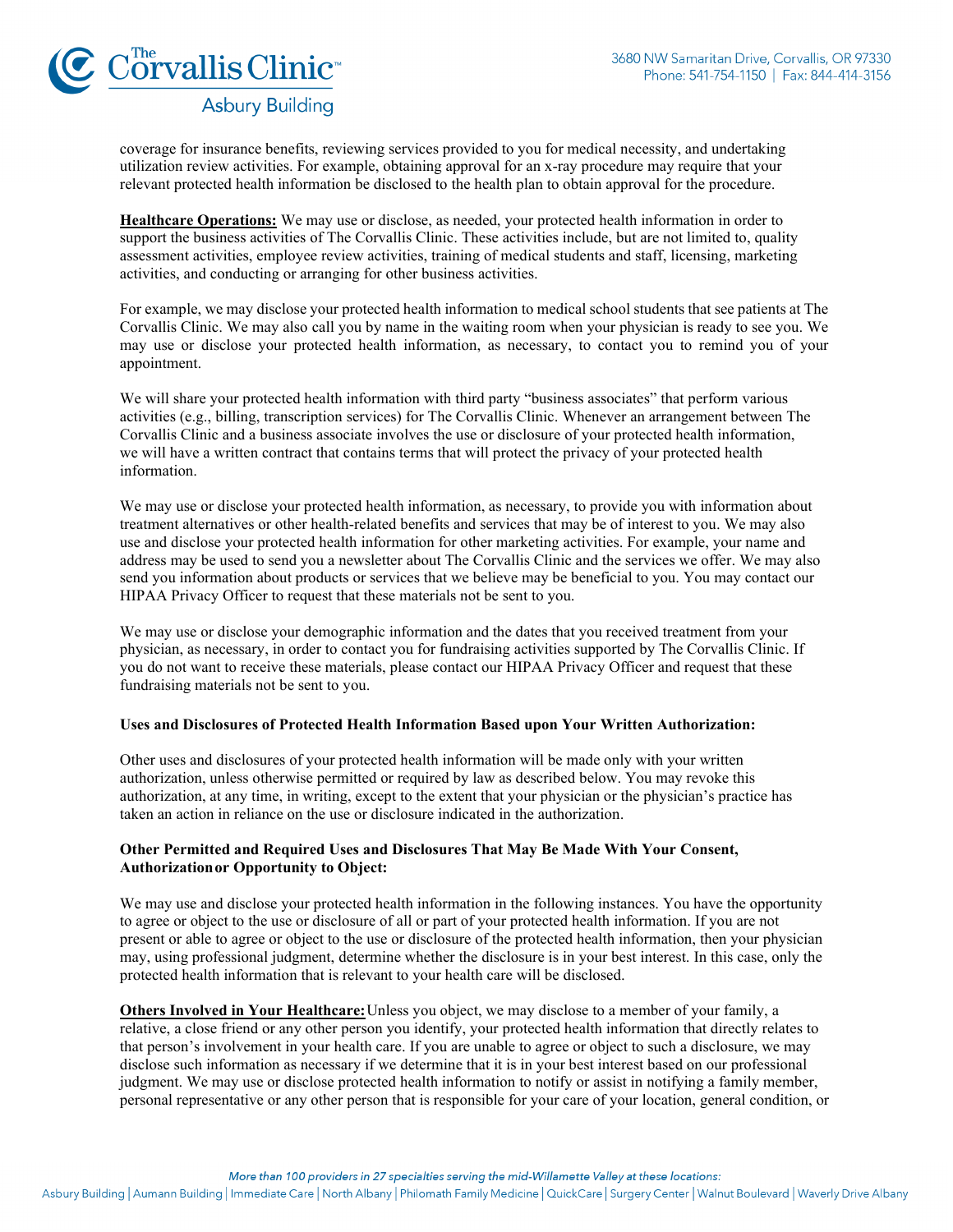coverage for insurance benefits, reviewing services provided to you for medical necessity, and undertaking utilization review activities. For example, obtaining approval for an x-ray procedure may require that your relevant protected health information be disclosed to the health plan to obtain approval for the procedure.

**Healthcare Operations:** We may use or disclose, as needed, your protected health information in order to support the business activities of The Corvallis Clinic. These activities include, but are not limited to, quality assessment activities, employee review activities, training of medical students and staff, licensing, marketing activities, and conducting or arranging for other business activities.

For example, we may disclose your protected health information to medical school students that see patients at The Corvallis Clinic. We may also call you by name in the waiting room when your physician is ready to see you. We may use or disclose your protected health information, as necessary, to contact you to remind you of your appointment.

We will share your protected health information with third party "business associates" that perform various activities (e.g., billing, transcription services) for The Corvallis Clinic. Whenever an arrangement between The Corvallis Clinic and a business associate involves the use or disclosure of your protected health information, we will have a written contract that contains terms that will protect the privacy of your protected health information.

We may use or disclose your protected health information, as necessary, to provide you with information about treatment alternatives or other health-related benefits and services that may be of interest to you. We may also use and disclose your protected health information for other marketing activities. For example, your name and address may be used to send you a newsletter about The Corvallis Clinic and the services we offer. We may also send you information about products or services that we believe may be beneficial to you. You may contact our HIPAA Privacy Officer to request that these materials not be sent to you.

We may use or disclose your demographic information and the dates that you received treatment from your physician, as necessary, in order to contact you for fundraising activities supported by The Corvallis Clinic. If you do not want to receive these materials, please contact our HIPAA Privacy Officer and request that these fundraising materials not be sent to you.

**Uses and Disclosures of Protected Health Information Based upon Your Written Authorization:**

Other uses and disclosures of your protected health information will be made only with your written authorization, unless otherwise permitted or required by law as described below. You may revoke this authorization, at any time, in writing, except to the extent that your physician or the physician's practice has taken an action in reliance on the use or disclosure indicated in the authorization.

**Other Permitted and Required Uses and Disclosures That May Be Made With Your Consent, Authorization or Opportunity to Object:**

We may use and disclose your protected health information in the following instances. You have the opportunity to agree or object to the use or disclosure of all or part of your protected health information. If you are not present or able to agree or object to the use or disclosure of the protected health information, then your physician may, using professional judgment, determine whether the disclosure is in your best interest. In this case, only the protected health information that is relevant to your health care will be disclosed.

**Others Involved in Your Healthcare:** Unless you object, we may disclose to a member of your family, a relative, a close friend or any other person you identify, your protected health information that directly relates to that person's involvement in your health care. If you are unable to agree or object to such a disclosure, we may disclose such information as necessary if we determine that it is in your best interest based on our professional judgment. We may use or disclose protected health information to notify or assist in notifying a family member, personal representative or any other person that is responsible for your care of your location, general condition, or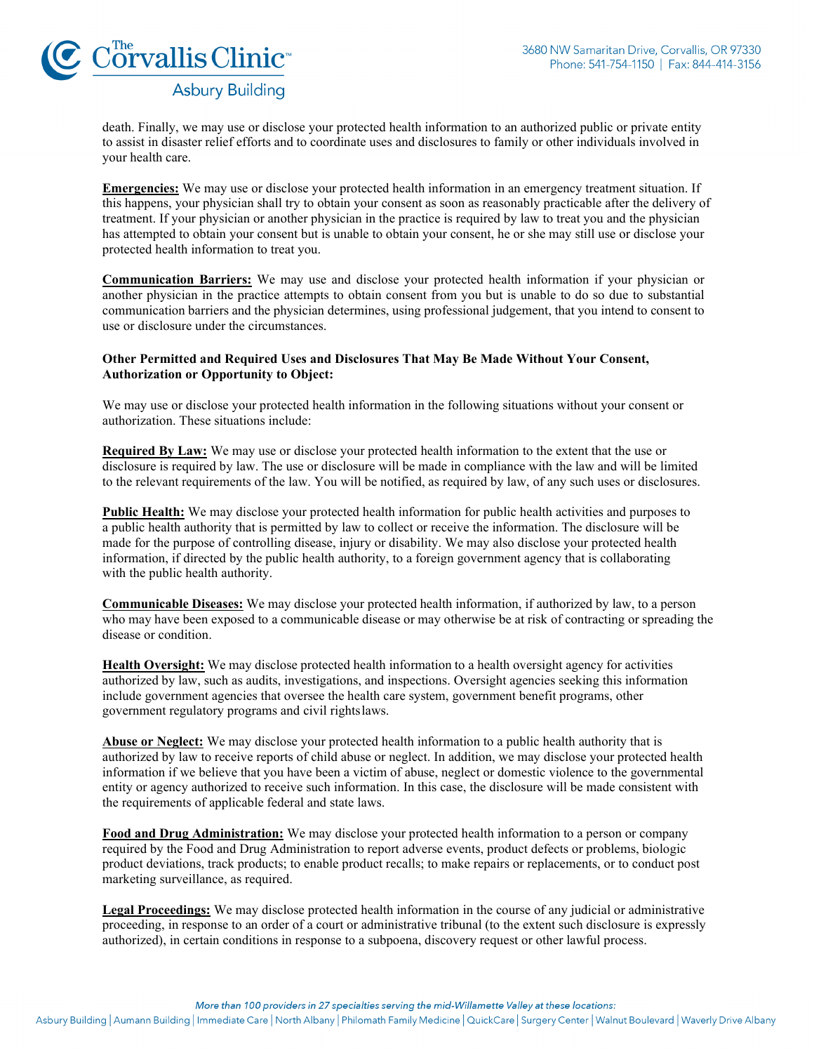death. Finally, we may use or disclose your protected health information to an authorized public or private entity to assist in disaster relief efforts and to coordinate uses and disclosures to family or other individuals involved in your health care.

**Emergencies:** We may use or disclose your protected health information in an emergency treatment situation. If this happens, your physician shall try to obtain your consent as soon as reasonably practicable after the delivery of treatment. If your physician or another physician in the practice is required by law to treat you and the physician has attempted to obtain your consent but is unable to obtain your consent, he or she may still use or disclose your protected health information to treat you.

**Communication Barriers:** We may use and disclose your protected health information if your physician or another physician in the practice attempts to obtain consent from you but is unable to do so due to substantial communication barriers and the physician determines, using professional judgement, that you intend to consent to use or disclosure under the circumstances.

**Other Permitted and Required Uses and Disclosures That May Be Made Without Your Consent, Authorization or Opportunity to Object:**

We may use or disclose your protected health information in the following situations without your consent or authorization. These situations include:

**Required By Law:** We may use or disclose your protected health information to the extent that the use or disclosure is required by law. The use or disclosure will be made in compliance with the law and will be limited to the relevant requirements of the law. You will be notified, as required by law, of any such uses or disclosures.

**Public Health:** We may disclose your protected health information for public health activities and purposes to a public health authority that is permitted by law to collect or receive the information. The disclosure will be made for the purpose of controlling disease, injury or disability. We may also disclose your protected health information, if directed by the public health authority, to a foreign government agency that is collaborating with the public health authority.

**Communicable Diseases:** We may disclose your protected health information, if authorized by law, to a person who may have been exposed to a communicable disease or may otherwise be at risk of contracting or spreading the disease or condition.

**Health Oversight:** We may disclose protected health information to a health oversight agency for activities authorized by law, such as audits, investigations, and inspections. Oversight agencies seeking this information include government agencies that oversee the health care system, government benefit programs, other government regulatory programs and civil rights laws.

**Abuse or Neglect:** We may disclose your protected health information to a public health authority that is authorized by law to receive reports of child abuse or neglect. In addition, we may disclose your protected health information if we believe that you have been a victim of abuse, neglect or domestic violence to the governmental entity or agency authorized to receive such information. In this case, the disclosure will be made consistent with the requirements of applicable federal and state laws.

**Food and Drug Administration:** We may disclose your protected health information to a person or company required by the Food and Drug Administration to report adverse events, product defects or problems, biologic product deviations, track products; to enable product recalls; to make repairs or replacements, or to conduct post marketing surveillance, as required.

**Legal Proceedings:** We may disclose protected health information in the course of any judicial or administrative proceeding, in response to an order of a court or administrative tribunal (to the extent such disclosure is expressly authorized), in certain conditions in response to a subpoena, discovery request or other lawful process.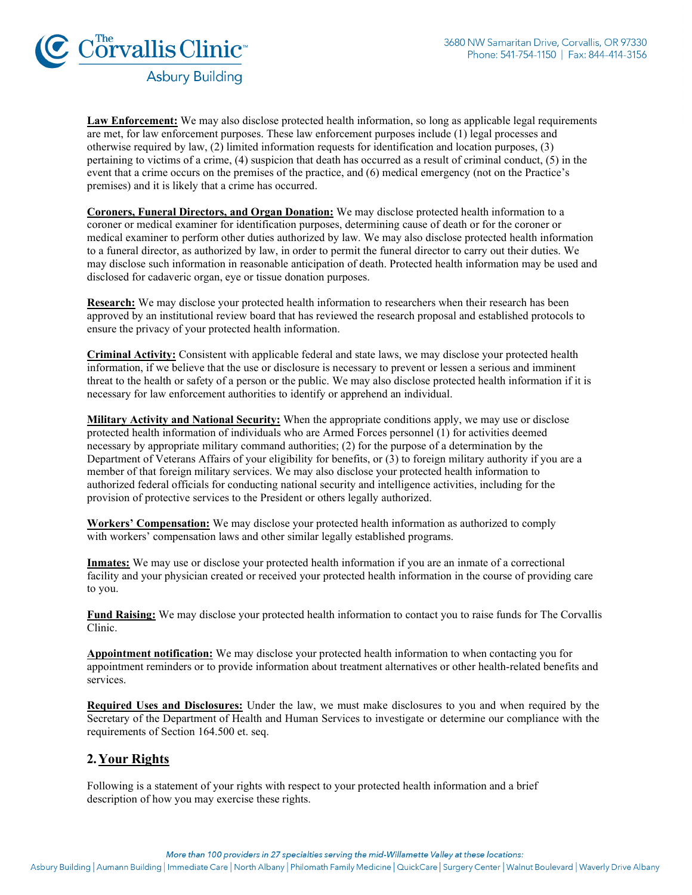**Law Enforcement:** We may also disclose protected health information, so long as applicable legal requirements are met, for law enforcement purposes. These law enforcement purposes include (1) legal processes and otherwise required by law, (2) limited information requests for identification and location purposes, (3) pertaining to victims of a crime, (4) suspicion that death has occurred as a result of criminal conduct, (5) in the event that a crime occurs on the premises of the practice, and (6) medical emergency (not on the Practice's premises) and it is likely that a crime has occurred.

**Coroners, Funeral Directors, and Organ Donation:** We may disclose protected health information to a coroner or medical examiner for identification purposes, determining cause of death or for the coroner or medical examiner to perform other duties authorized by law. We may also disclose protected health information to a funeral director, as authorized by law, in order to permit the funeral director to carry out their duties. We may disclose such information in reasonable anticipation of death. Protected health information may be used and disclosed for cadaveric organ, eye or tissue donation purposes.

**Research:** We may disclose your protected health information to researchers when their research has been approved by an institutional review board that has reviewed the research proposal and established protocols to ensure the privacy of your protected health information.

**Criminal Activity:** Consistent with applicable federal and state laws, we may disclose your protected health information, if we believe that the use or disclosure is necessary to prevent or lessen a serious and imminent threat to the health or safety of a person or the public. We may also disclose protected health information if it is necessary for law enforcement authorities to identify or apprehend an individual.

**Military Activity and National Security:** When the appropriate conditions apply, we may use or disclose protected health information of individuals who are Armed Forces personnel (1) for activities deemed necessary by appropriate military command authorities; (2) for the purpose of a determination by the Department of Veterans Affairs of your eligibility for benefits, or (3) to foreign military authority if you are a member of that foreign military services. We may also disclose your protected health information to authorized federal officials for conducting national security and intelligence activities, including for the provision of protective services to the President or others legally authorized.

**Workers' Compensation:** We may disclose your protected health information as authorized to comply with workers' compensation laws and other similar legally established programs.

**Inmates:** We may use or disclose your protected health information if you are an inmate of a correctional facility and your physician created or received your protected health information in the course of providing care to you.

**Fund Raising:** We may disclose your protected health information to contact you to raise funds for The Corvallis Clinic.

**Appointment notification:** We may disclose your protected health information to when contacting you for appointment reminders or to provide information about treatment alternatives or other health-related benefits and services.

**Required Uses and Disclosures:** Under the law, we must make disclosures to you and when required by the Secretary of the Department of Health and Human Services to investigate or determine our compliance with the requirements of Section 164.500 et. seq.

## 2. Your Rights

Following is a statement of your rights with respect to your protected health information and a brief description of how you may exercise these rights.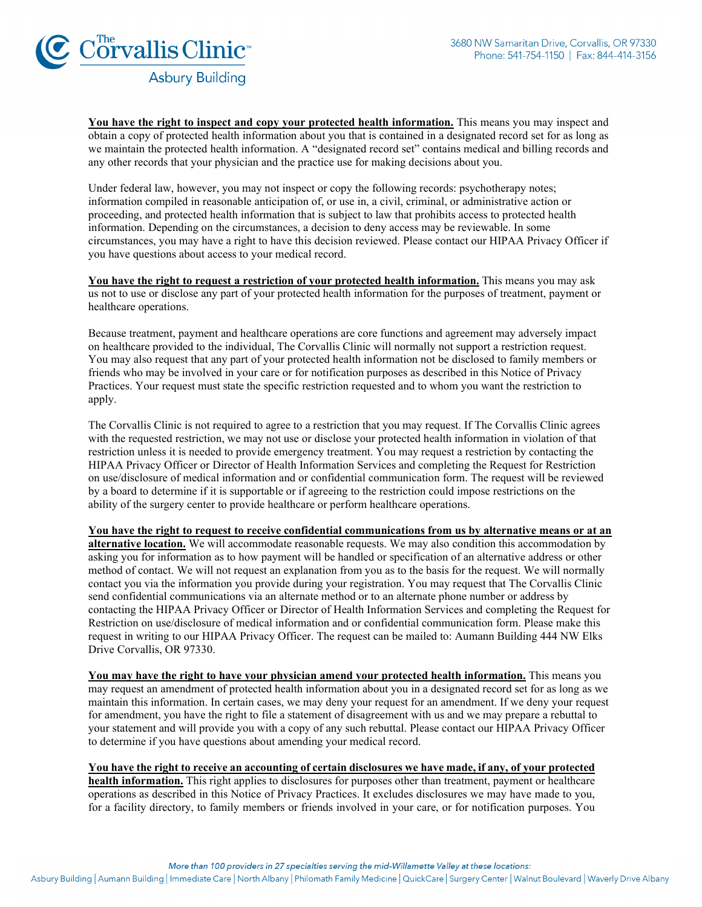**You have the right to inspect and copy your protected health information.** This means you may inspect and obtain a copy of protected health information about you that is contained in a designated record set for as long as we maintain the protected health information. A "designated record set" contains medical and billing records and any other records that your physician and the practice use for making decisions about you.

Under federal law, however, you may not inspect or copy the following records: psychotherapy notes; information compiled in reasonable anticipation of, or use in, a civil, criminal, or administrative action or proceeding, and protected health information that is subject to law that prohibits access to protected health information. Depending on the circumstances, a decision to deny access may be reviewable. In some circumstances, you may have a right to have this decision reviewed. Please contact our HIPAA Privacy Officer if you have questions about access to your medical record.

**You have the right to request a restriction of your protected health information.** This means you may ask us not to use or disclose any part of your protected health information for the purposes of treatment, payment or healthcare operations.

Because treatment, payment and healthcare operations are core functions and agreement may adversely impact on healthcare provided to the individual, The Corvallis Clinic will normally not support a restriction request. You may also request that any part of your protected health information not be disclosed to family members or friends who may be involved in your care or for notification purposes as described in this Notice of Privacy Practices. Your request must state the specific restriction requested and to whom you want the restriction to apply.

The Corvallis Clinic is not required to agree to a restriction that you may request. If The Corvallis Clinic agrees with the requested restriction, we may not use or disclose your protected health information in violation of that restriction unless it is needed to provide emergency treatment. You may request a restriction by contacting the HIPAA Privacy Officer or Director of Health Information Services and completing the Request for Restriction on use/disclosure of medical information and or confidential communication form. The request will be reviewed by a board to determine if it is supportable or if agreeing to the restriction could impose restrictions on the ability of the surgery center to provide healthcare or perform healthcare operations.

**You have the right to request to receive confidential communications from us by alternative means or at an alternative location.** We will accommodate reasonable requests. We may also condition this accommodation by asking you for information as to how payment will be handled or specification of an alternative address or other method of contact. We will not request an explanation from you as to the basis for the request. We will normally contact you via the information you provide during your registration. You may request that The Corvallis Clinic send confidential communications via an alternate method or to an alternate phone number or address by contacting the HIPAA Privacy Officer or Director of Health Information Services and completing the Request for Restriction on use/disclosure of medical information and or confidential communication form. Please make this request in writing to our HIPAA Privacy Officer. The request can be mailed to: Aumann Building 444 NW Elks Drive Corvallis, OR 97330.

**You may have the right to have your physician amend your protected health information.** This means you may request an amendment of protected health information about you in a designated record set for as long as we maintain this information. In certain cases, we may deny your request for an amendment. If we deny your request for amendment, you have the right to file a statement of disagreement with us and we may prepare a rebuttal to your statement and will provide you with a copy of any such rebuttal. Please contact our HIPAA Privacy Officer to determine if you have questions about amending your medical record.

**You have the right to receive an accounting of certain disclosures we have made, if any, of your protected health information.** This right applies to disclosures for purposes other than treatment, payment or healthcare operations as described in this Notice of Privacy Practices. It excludes disclosures we may have made to you, for a facility directory, to family members or friends involved in your care, or for notification purposes. You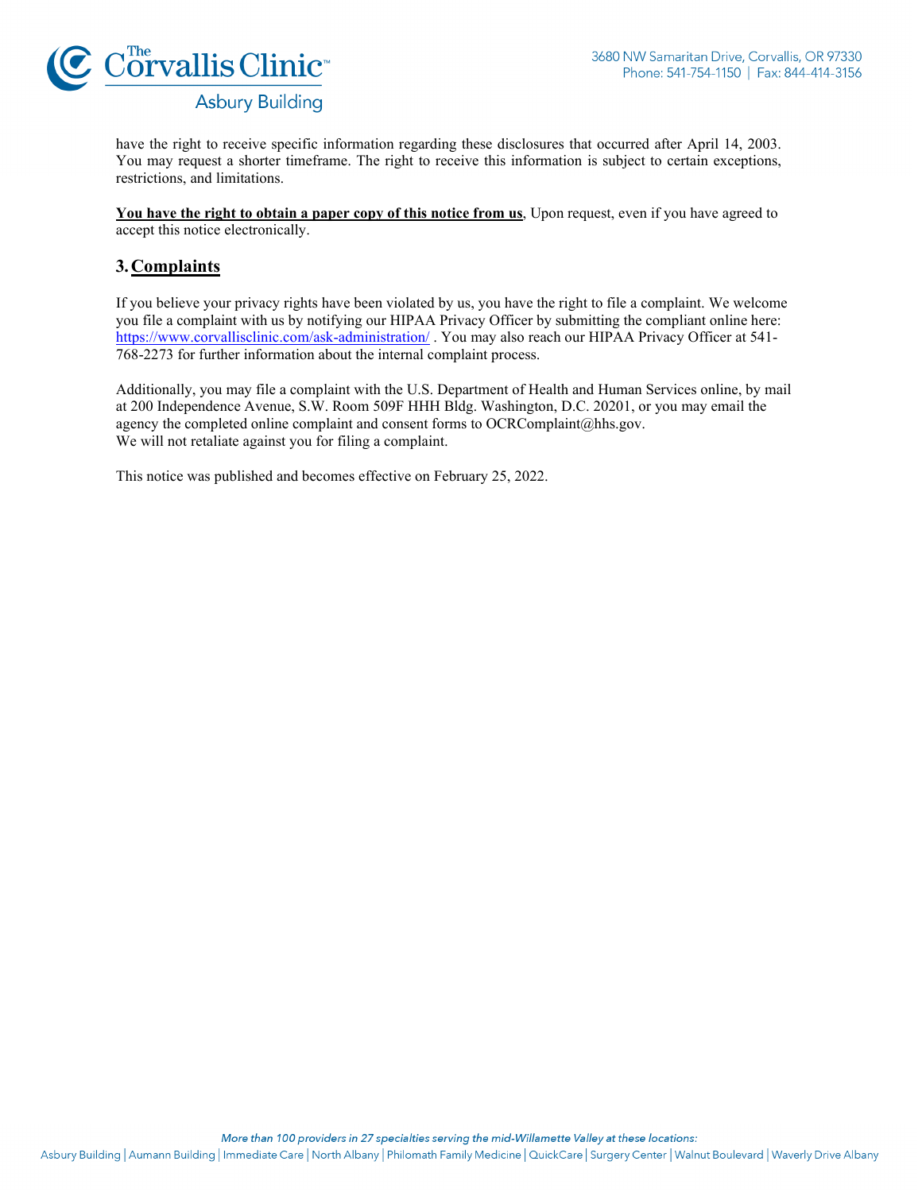have the right to receive specific information regarding these disclosures that occurred after April 14, 2003. You may request a shorter timeframe. The right to receive this information is subject to certain exceptions, restrictions, and limitations.

**You have the right to obtain a paper copy of this notice from us**, Upon request, even if you have agreed to accept this notice electronically.

## 3. Complaints

If you believe your privacy rights have been violated by us, you have the right to file a complaint. We welcome you file a complaint with us by notifying our HIPAA Privacy Officer by submitting the compliant online here: https://www.corvallisclinic.com/ask-administration/ . You may also reach our HIPAA Privacy Officer at 541-768-2273 for further information about the internal complaint process.

Additionally, you may file a complaint with the U.S. Department of Health and Human Services online, by mail at 200 Independence Avenue, S.W. Room 509F HHH Bldg. Washington, D.C. 20201, or you may email the agency the completed online complaint and consent forms to OCRComplaint@hhs.gov.
We will not retaliate against you for filing a complaint.

This notice was published and becomes effective on February 25, 2022.